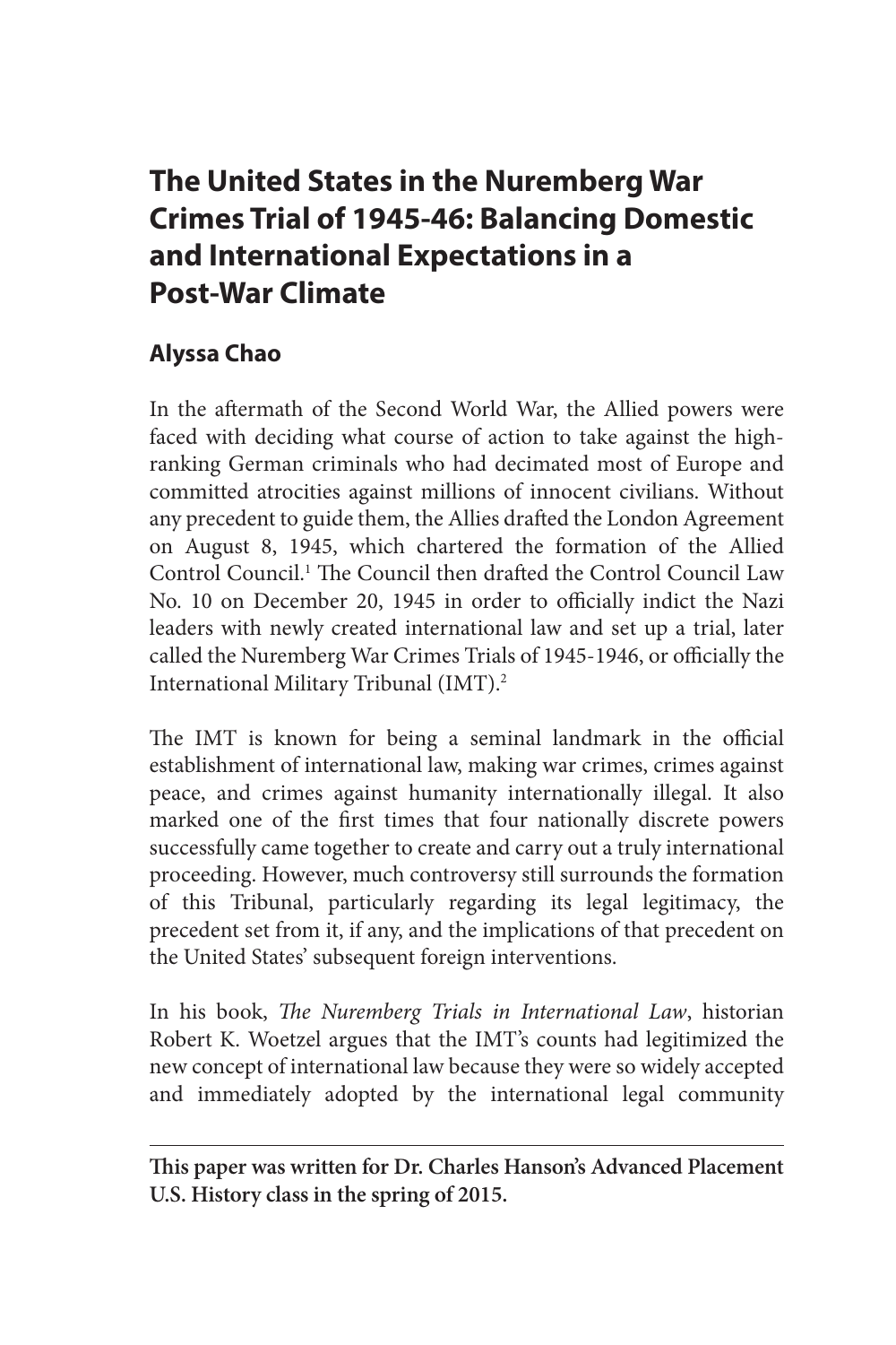# The United States in the Nuremberg War Crimes Trial of 1945-46: Balancing Domestic and International Expectations in a Post-War Climate

## Alyssa Chao

In the aftermath of the Second World War, the Allied powers were faced with deciding what course of action to take against the high-ranking German criminals who had decimated most of Europe and committed atrocities against millions of innocent civilians. Without any precedent to guide them, the Allies drafted the London Agreement on August 8, 1945, which chartered the formation of the Allied Control Council.[1] The Council then drafted the Control Council Law No. 10 on December 20, 1945 in order to officially indict the Nazi leaders with newly created international law and set up a trial, later called the Nuremberg War Crimes Trials of 1945-1946, or officially the International Military Tribunal (IMT).[2]

The IMT is known for being a seminal landmark in the official establishment of international law, making war crimes, crimes against peace, and crimes against humanity internationally illegal. It also marked one of the first times that four nationally discrete powers successfully came together to create and carry out a truly international proceeding. However, much controversy still surrounds the formation of this Tribunal, particularly regarding its legal legitimacy, the precedent set from it, if any, and the implications of that precedent on the United States' subsequent foreign interventions.

In his book, *The Nuremberg Trials in International Law*, historian Robert K. Woetzel argues that the IMT's counts had legitimized the new concept of international law because they were so widely accepted and immediately adopted by the international legal community

---

**This paper was written for Dr. Charles Hanson's Advanced Placement U.S. History class in the spring of 2015.**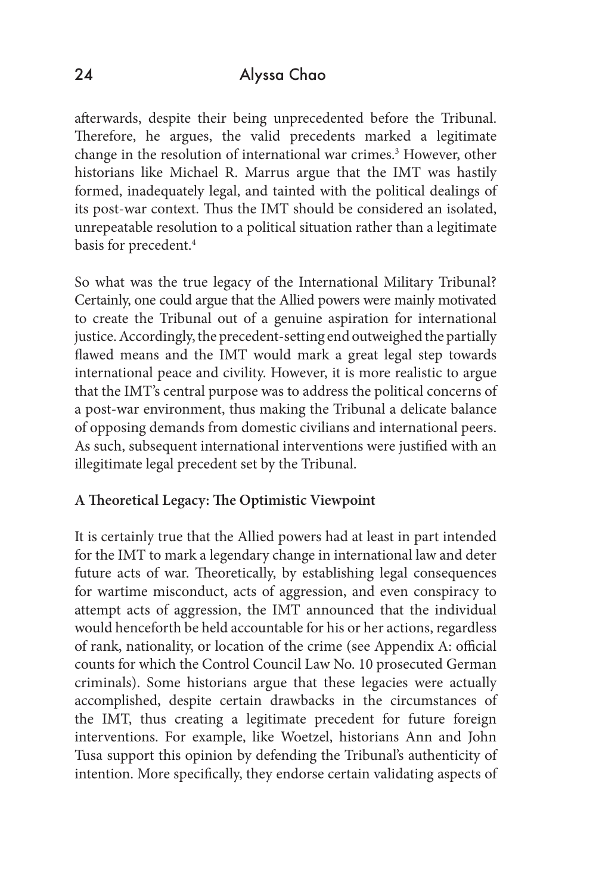afterwards, despite their being unprecedented before the Tribunal. Therefore, he argues, the valid precedents marked a legitimate change in the resolution of international war crimes.[3] However, other historians like Michael R. Marrus argue that the IMT was hastily formed, inadequately legal, and tainted with the political dealings of its post-war context. Thus the IMT should be considered an isolated, unrepeatable resolution to a political situation rather than a legitimate basis for precedent.[4]

So what was the true legacy of the International Military Tribunal? Certainly, one could argue that the Allied powers were mainly motivated to create the Tribunal out of a genuine aspiration for international justice. Accordingly, the precedent-setting end outweighed the partially flawed means and the IMT would mark a great legal step towards international peace and civility. However, it is more realistic to argue that the IMT's central purpose was to address the political concerns of a post-war environment, thus making the Tribunal a delicate balance of opposing demands from domestic civilians and international peers. As such, subsequent international interventions were justified with an illegitimate legal precedent set by the Tribunal.

**A Theoretical Legacy: The Optimistic Viewpoint**

It is certainly true that the Allied powers had at least in part intended for the IMT to mark a legendary change in international law and deter future acts of war. Theoretically, by establishing legal consequences for wartime misconduct, acts of aggression, and even conspiracy to attempt acts of aggression, the IMT announced that the individual would henceforth be held accountable for his or her actions, regardless of rank, nationality, or location of the crime (see Appendix A: official counts for which the Control Council Law No. 10 prosecuted German criminals). Some historians argue that these legacies were actually accomplished, despite certain drawbacks in the circumstances of the IMT, thus creating a legitimate precedent for future foreign interventions. For example, like Woetzel, historians Ann and John Tusa support this opinion by defending the Tribunal's authenticity of intention. More specifically, they endorse certain validating aspects of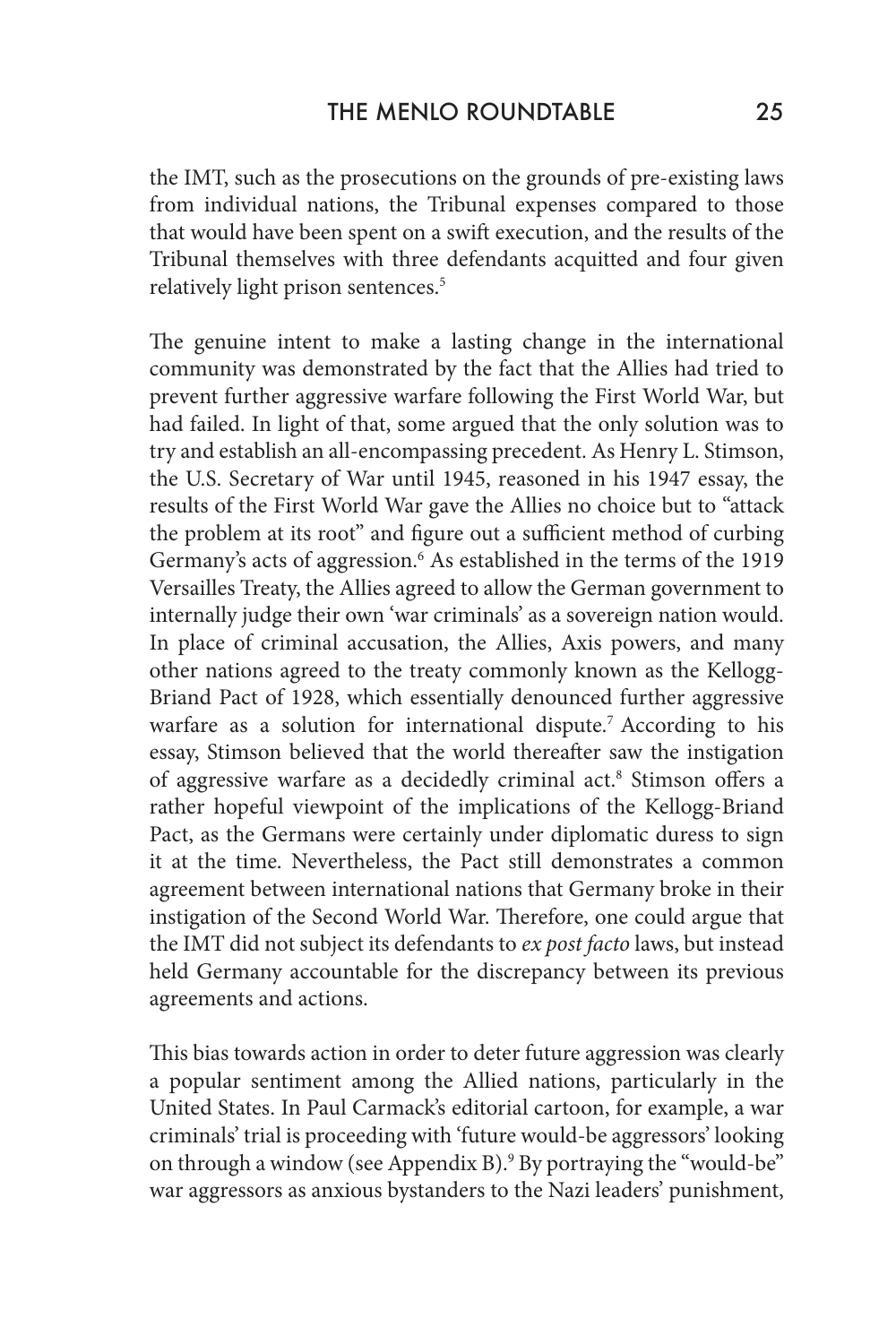the IMT, such as the prosecutions on the grounds of pre-existing laws from individual nations, the Tribunal expenses compared to those that would have been spent on a swift execution, and the results of the Tribunal themselves with three defendants acquitted and four given relatively light prison sentences.[5]

The genuine intent to make a lasting change in the international community was demonstrated by the fact that the Allies had tried to prevent further aggressive warfare following the First World War, but had failed. In light of that, some argued that the only solution was to try and establish an all-encompassing precedent. As Henry L. Stimson, the U.S. Secretary of War until 1945, reasoned in his 1947 essay, the results of the First World War gave the Allies no choice but to "attack the problem at its root" and figure out a sufficient method of curbing Germany's acts of aggression.[6] As established in the terms of the 1919 Versailles Treaty, the Allies agreed to allow the German government to internally judge their own 'war criminals' as a sovereign nation would. In place of criminal accusation, the Allies, Axis powers, and many other nations agreed to the treaty commonly known as the Kellogg-Briand Pact of 1928, which essentially denounced further aggressive warfare as a solution for international dispute.[7] According to his essay, Stimson believed that the world thereafter saw the instigation of aggressive warfare as a decidedly criminal act.[8] Stimson offers a rather hopeful viewpoint of the implications of the Kellogg-Briand Pact, as the Germans were certainly under diplomatic duress to sign it at the time. Nevertheless, the Pact still demonstrates a common agreement between international nations that Germany broke in their instigation of the Second World War. Therefore, one could argue that the IMT did not subject its defendants to *ex post facto* laws, but instead held Germany accountable for the discrepancy between its previous agreements and actions.

This bias towards action in order to deter future aggression was clearly a popular sentiment among the Allied nations, particularly in the United States. In Paul Carmack's editorial cartoon, for example, a war criminals' trial is proceeding with 'future would-be aggressors' looking on through a window (see Appendix B).[9] By portraying the "would-be" war aggressors as anxious bystanders to the Nazi leaders' punishment,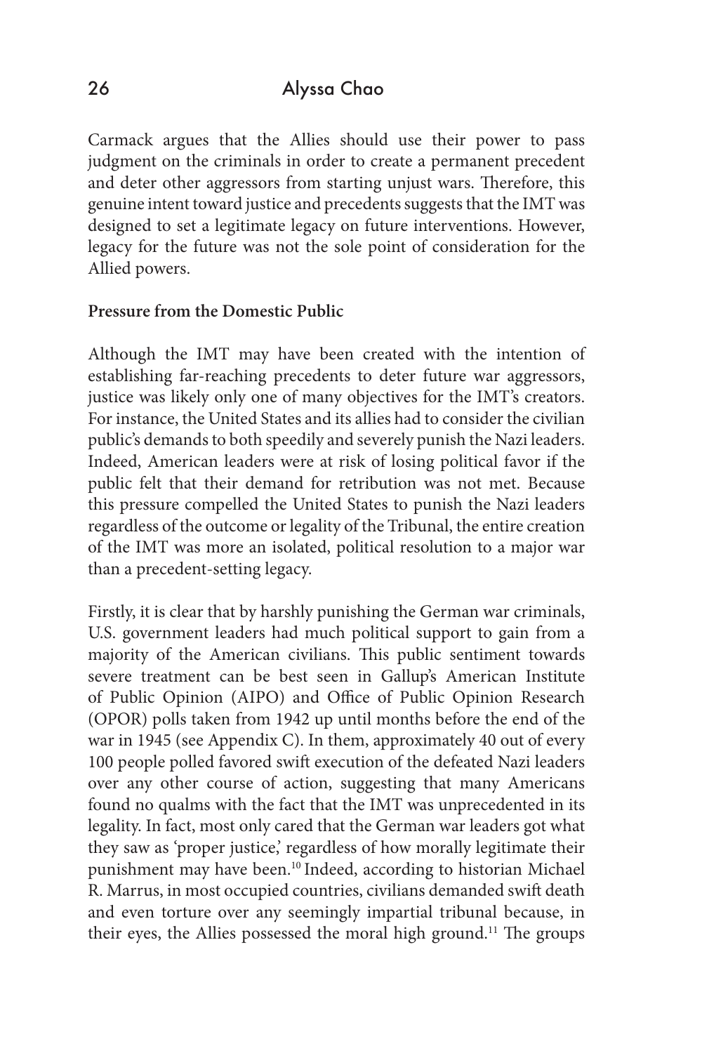Carmack argues that the Allies should use their power to pass judgment on the criminals in order to create a permanent precedent and deter other aggressors from starting unjust wars. Therefore, this genuine intent toward justice and precedents suggests that the IMT was designed to set a legitimate legacy on future interventions. However, legacy for the future was not the sole point of consideration for the Allied powers.

**Pressure from the Domestic Public**

Although the IMT may have been created with the intention of establishing far-reaching precedents to deter future war aggressors, justice was likely only one of many objectives for the IMT's creators. For instance, the United States and its allies had to consider the civilian public's demands to both speedily and severely punish the Nazi leaders. Indeed, American leaders were at risk of losing political favor if the public felt that their demand for retribution was not met. Because this pressure compelled the United States to punish the Nazi leaders regardless of the outcome or legality of the Tribunal, the entire creation of the IMT was more an isolated, political resolution to a major war than a precedent-setting legacy.

Firstly, it is clear that by harshly punishing the German war criminals, U.S. government leaders had much political support to gain from a majority of the American civilians. This public sentiment towards severe treatment can be best seen in Gallup's American Institute of Public Opinion (AIPO) and Office of Public Opinion Research (OPOR) polls taken from 1942 up until months before the end of the war in 1945 (see Appendix C). In them, approximately 40 out of every 100 people polled favored swift execution of the defeated Nazi leaders over any other course of action, suggesting that many Americans found no qualms with the fact that the IMT was unprecedented in its legality. In fact, most only cared that the German war leaders got what they saw as 'proper justice,' regardless of how morally legitimate their punishment may have been.[10] Indeed, according to historian Michael R. Marrus, in most occupied countries, civilians demanded swift death and even torture over any seemingly impartial tribunal because, in their eyes, the Allies possessed the moral high ground.[11] The groups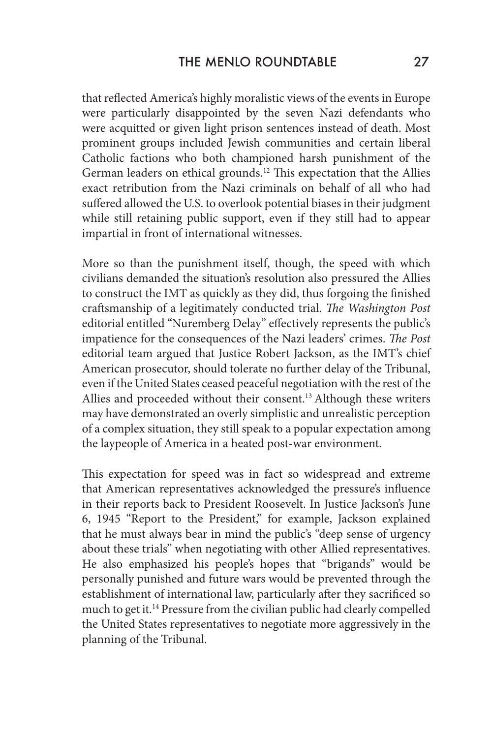that reflected America's highly moralistic views of the events in Europe were particularly disappointed by the seven Nazi defendants who were acquitted or given light prison sentences instead of death. Most prominent groups included Jewish communities and certain liberal Catholic factions who both championed harsh punishment of the German leaders on ethical grounds.[12] This expectation that the Allies exact retribution from the Nazi criminals on behalf of all who had suffered allowed the U.S. to overlook potential biases in their judgment while still retaining public support, even if they still had to appear impartial in front of international witnesses.

More so than the punishment itself, though, the speed with which civilians demanded the situation's resolution also pressured the Allies to construct the IMT as quickly as they did, thus forgoing the finished craftsmanship of a legitimately conducted trial. *The Washington Post* editorial entitled "Nuremberg Delay" effectively represents the public's impatience for the consequences of the Nazi leaders' crimes. *The Post* editorial team argued that Justice Robert Jackson, as the IMT's chief American prosecutor, should tolerate no further delay of the Tribunal, even if the United States ceased peaceful negotiation with the rest of the Allies and proceeded without their consent.[13] Although these writers may have demonstrated an overly simplistic and unrealistic perception of a complex situation, they still speak to a popular expectation among the laypeople of America in a heated post-war environment.

This expectation for speed was in fact so widespread and extreme that American representatives acknowledged the pressure's influence in their reports back to President Roosevelt. In Justice Jackson's June 6, 1945 "Report to the President," for example, Jackson explained that he must always bear in mind the public's "deep sense of urgency about these trials" when negotiating with other Allied representatives. He also emphasized his people's hopes that "brigands" would be personally punished and future wars would be prevented through the establishment of international law, particularly after they sacrificed so much to get it.[14] Pressure from the civilian public had clearly compelled the United States representatives to negotiate more aggressively in the planning of the Tribunal.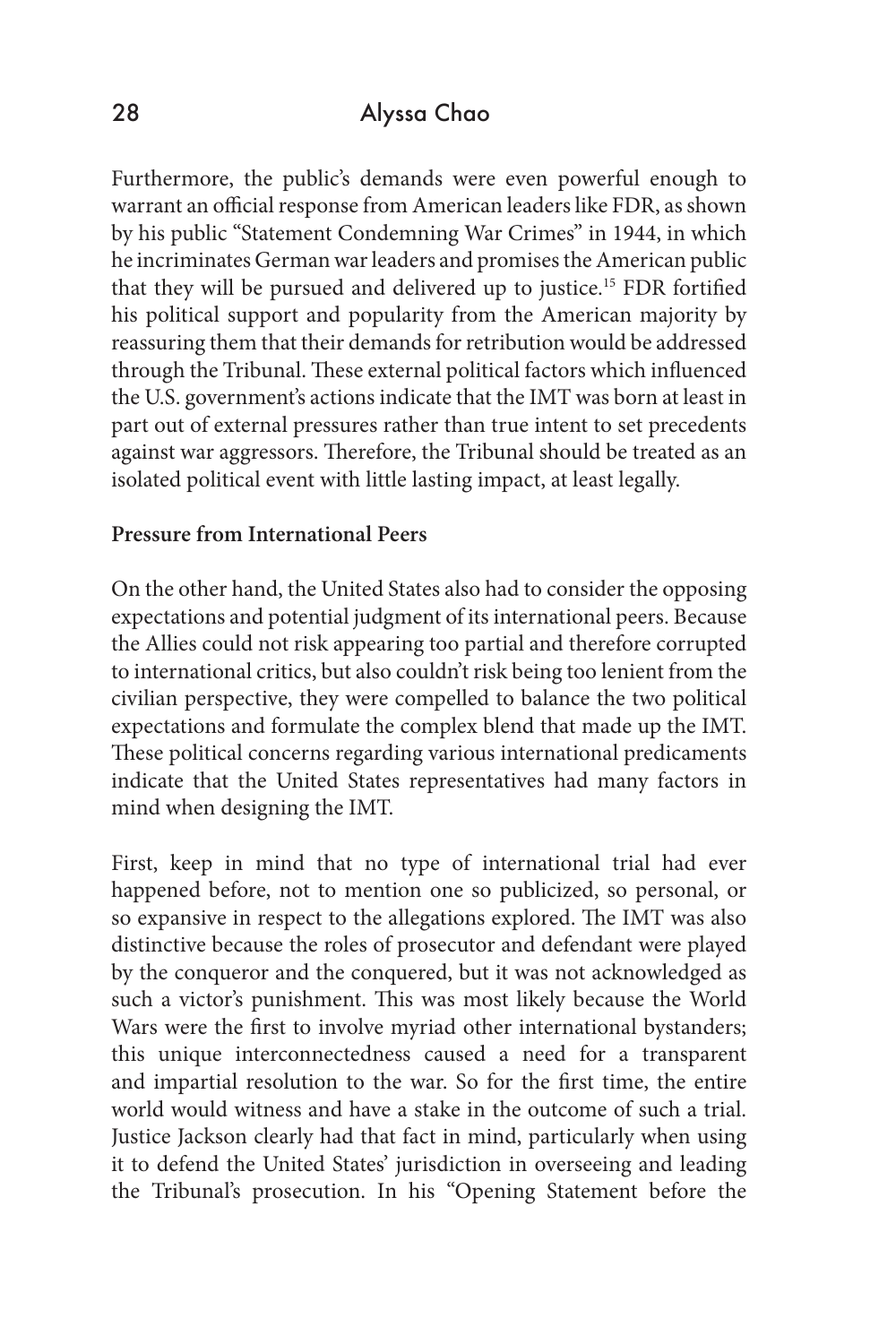Furthermore, the public's demands were even powerful enough to warrant an official response from American leaders like FDR, as shown by his public "Statement Condemning War Crimes" in 1944, in which he incriminates German war leaders and promises the American public that they will be pursued and delivered up to justice.[15] FDR fortified his political support and popularity from the American majority by reassuring them that their demands for retribution would be addressed through the Tribunal. These external political factors which influenced the U.S. government's actions indicate that the IMT was born at least in part out of external pressures rather than true intent to set precedents against war aggressors. Therefore, the Tribunal should be treated as an isolated political event with little lasting impact, at least legally.

**Pressure from International Peers**

On the other hand, the United States also had to consider the opposing expectations and potential judgment of its international peers. Because the Allies could not risk appearing too partial and therefore corrupted to international critics, but also couldn't risk being too lenient from the civilian perspective, they were compelled to balance the two political expectations and formulate the complex blend that made up the IMT. These political concerns regarding various international predicaments indicate that the United States representatives had many factors in mind when designing the IMT.

First, keep in mind that no type of international trial had ever happened before, not to mention one so publicized, so personal, or so expansive in respect to the allegations explored. The IMT was also distinctive because the roles of prosecutor and defendant were played by the conqueror and the conquered, but it was not acknowledged as such a victor's punishment. This was most likely because the World Wars were the first to involve myriad other international bystanders; this unique interconnectedness caused a need for a transparent and impartial resolution to the war. So for the first time, the entire world would witness and have a stake in the outcome of such a trial. Justice Jackson clearly had that fact in mind, particularly when using it to defend the United States' jurisdiction in overseeing and leading the Tribunal's prosecution. In his "Opening Statement before the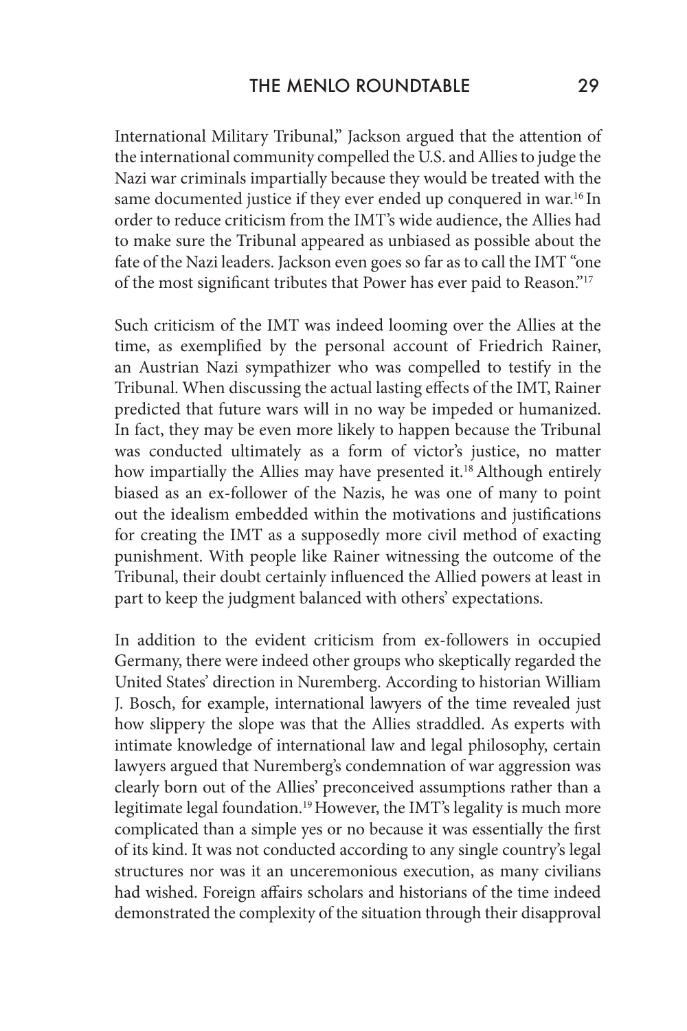International Military Tribunal," Jackson argued that the attention of the international community compelled the U.S. and Allies to judge the Nazi war criminals impartially because they would be treated with the same documented justice if they ever ended up conquered in war.[16] In order to reduce criticism from the IMT's wide audience, the Allies had to make sure the Tribunal appeared as unbiased as possible about the fate of the Nazi leaders. Jackson even goes so far as to call the IMT "one of the most significant tributes that Power has ever paid to Reason."[17]

Such criticism of the IMT was indeed looming over the Allies at the time, as exemplified by the personal account of Friedrich Rainer, an Austrian Nazi sympathizer who was compelled to testify in the Tribunal. When discussing the actual lasting effects of the IMT, Rainer predicted that future wars will in no way be impeded or humanized. In fact, they may be even more likely to happen because the Tribunal was conducted ultimately as a form of victor's justice, no matter how impartially the Allies may have presented it.[18] Although entirely biased as an ex-follower of the Nazis, he was one of many to point out the idealism embedded within the motivations and justifications for creating the IMT as a supposedly more civil method of exacting punishment. With people like Rainer witnessing the outcome of the Tribunal, their doubt certainly influenced the Allied powers at least in part to keep the judgment balanced with others' expectations.

In addition to the evident criticism from ex-followers in occupied Germany, there were indeed other groups who skeptically regarded the United States' direction in Nuremberg. According to historian William J. Bosch, for example, international lawyers of the time revealed just how slippery the slope was that the Allies straddled. As experts with intimate knowledge of international law and legal philosophy, certain lawyers argued that Nuremberg's condemnation of war aggression was clearly born out of the Allies' preconceived assumptions rather than a legitimate legal foundation.[19] However, the IMT's legality is much more complicated than a simple yes or no because it was essentially the first of its kind. It was not conducted according to any single country's legal structures nor was it an unceremonious execution, as many civilians had wished. Foreign affairs scholars and historians of the time indeed demonstrated the complexity of the situation through their disapproval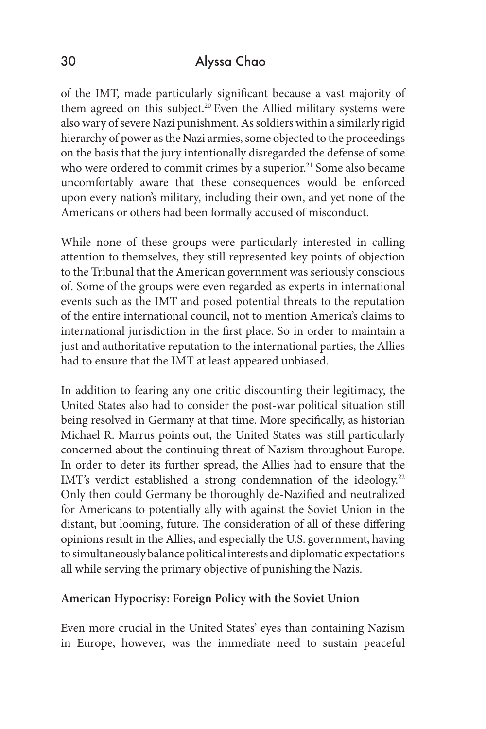of the IMT, made particularly significant because a vast majority of them agreed on this subject.[20] Even the Allied military systems were also wary of severe Nazi punishment. As soldiers within a similarly rigid hierarchy of power as the Nazi armies, some objected to the proceedings on the basis that the jury intentionally disregarded the defense of some who were ordered to commit crimes by a superior.[21] Some also became uncomfortably aware that these consequences would be enforced upon every nation's military, including their own, and yet none of the Americans or others had been formally accused of misconduct.

While none of these groups were particularly interested in calling attention to themselves, they still represented key points of objection to the Tribunal that the American government was seriously conscious of. Some of the groups were even regarded as experts in international events such as the IMT and posed potential threats to the reputation of the entire international council, not to mention America's claims to international jurisdiction in the first place. So in order to maintain a just and authoritative reputation to the international parties, the Allies had to ensure that the IMT at least appeared unbiased.

In addition to fearing any one critic discounting their legitimacy, the United States also had to consider the post-war political situation still being resolved in Germany at that time. More specifically, as historian Michael R. Marrus points out, the United States was still particularly concerned about the continuing threat of Nazism throughout Europe. In order to deter its further spread, the Allies had to ensure that the IMT's verdict established a strong condemnation of the ideology.[22] Only then could Germany be thoroughly de-Nazified and neutralized for Americans to potentially ally with against the Soviet Union in the distant, but looming, future. The consideration of all of these differing opinions result in the Allies, and especially the U.S. government, having to simultaneously balance political interests and diplomatic expectations all while serving the primary objective of punishing the Nazis.

**American Hypocrisy: Foreign Policy with the Soviet Union**

Even more crucial in the United States' eyes than containing Nazism in Europe, however, was the immediate need to sustain peaceful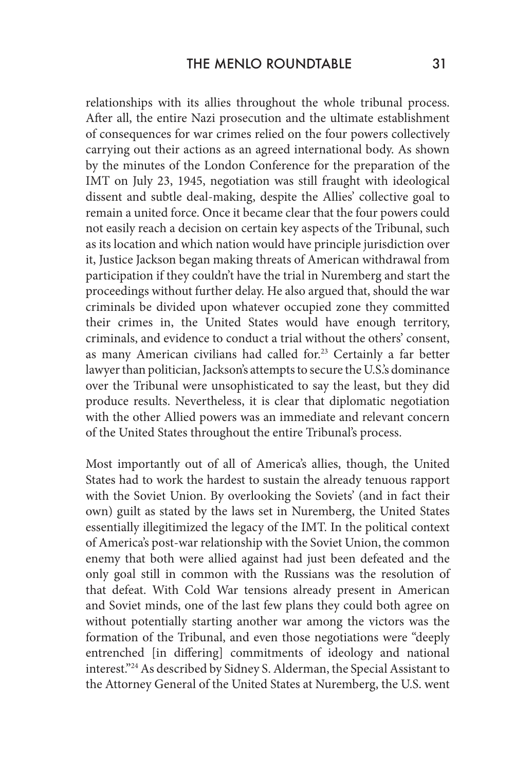relationships with its allies throughout the whole tribunal process. After all, the entire Nazi prosecution and the ultimate establishment of consequences for war crimes relied on the four powers collectively carrying out their actions as an agreed international body. As shown by the minutes of the London Conference for the preparation of the IMT on July 23, 1945, negotiation was still fraught with ideological dissent and subtle deal-making, despite the Allies' collective goal to remain a united force. Once it became clear that the four powers could not easily reach a decision on certain key aspects of the Tribunal, such as its location and which nation would have principle jurisdiction over it, Justice Jackson began making threats of American withdrawal from participation if they couldn't have the trial in Nuremberg and start the proceedings without further delay. He also argued that, should the war criminals be divided upon whatever occupied zone they committed their crimes in, the United States would have enough territory, criminals, and evidence to conduct a trial without the others' consent, as many American civilians had called for.[23] Certainly a far better lawyer than politician, Jackson's attempts to secure the U.S.'s dominance over the Tribunal were unsophisticated to say the least, but they did produce results. Nevertheless, it is clear that diplomatic negotiation with the other Allied powers was an immediate and relevant concern of the United States throughout the entire Tribunal's process.

Most importantly out of all of America's allies, though, the United States had to work the hardest to sustain the already tenuous rapport with the Soviet Union. By overlooking the Soviets' (and in fact their own) guilt as stated by the laws set in Nuremberg, the United States essentially illegitimized the legacy of the IMT. In the political context of America's post-war relationship with the Soviet Union, the common enemy that both were allied against had just been defeated and the only goal still in common with the Russians was the resolution of that defeat. With Cold War tensions already present in American and Soviet minds, one of the last few plans they could both agree on without potentially starting another war among the victors was the formation of the Tribunal, and even those negotiations were "deeply entrenched [in differing] commitments of ideology and national interest."[24] As described by Sidney S. Alderman, the Special Assistant to the Attorney General of the United States at Nuremberg, the U.S. went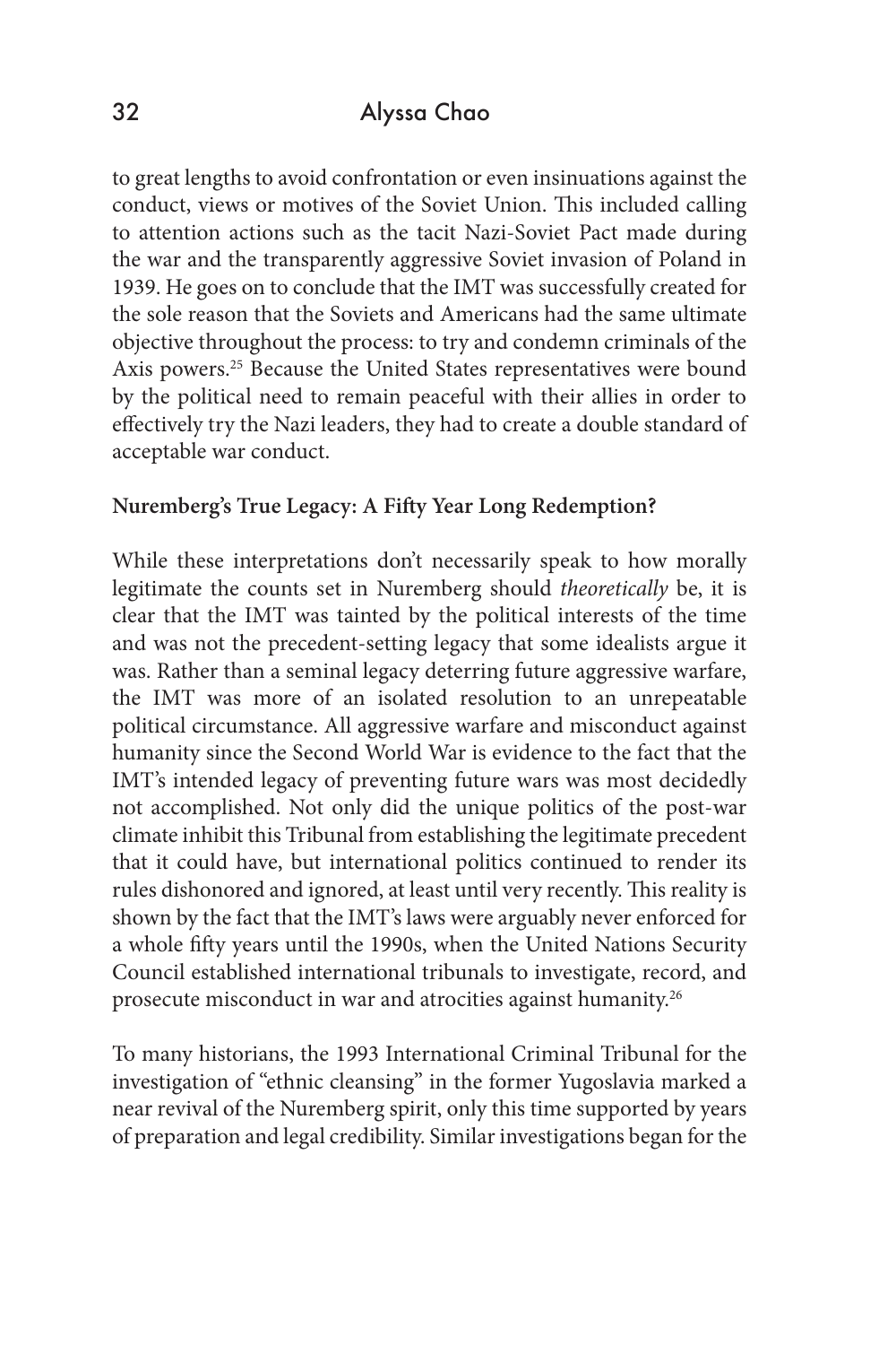to great lengths to avoid confrontation or even insinuations against the conduct, views or motives of the Soviet Union. This included calling to attention actions such as the tacit Nazi-Soviet Pact made during the war and the transparently aggressive Soviet invasion of Poland in 1939. He goes on to conclude that the IMT was successfully created for the sole reason that the Soviets and Americans had the same ultimate objective throughout the process: to try and condemn criminals of the Axis powers.[25] Because the United States representatives were bound by the political need to remain peaceful with their allies in order to effectively try the Nazi leaders, they had to create a double standard of acceptable war conduct.

**Nuremberg's True Legacy: A Fifty Year Long Redemption?**

While these interpretations don't necessarily speak to how morally legitimate the counts set in Nuremberg should *theoretically* be, it is clear that the IMT was tainted by the political interests of the time and was not the precedent-setting legacy that some idealists argue it was. Rather than a seminal legacy deterring future aggressive warfare, the IMT was more of an isolated resolution to an unrepeatable political circumstance. All aggressive warfare and misconduct against humanity since the Second World War is evidence to the fact that the IMT's intended legacy of preventing future wars was most decidedly not accomplished. Not only did the unique politics of the post-war climate inhibit this Tribunal from establishing the legitimate precedent that it could have, but international politics continued to render its rules dishonored and ignored, at least until very recently. This reality is shown by the fact that the IMT's laws were arguably never enforced for a whole fifty years until the 1990s, when the United Nations Security Council established international tribunals to investigate, record, and prosecute misconduct in war and atrocities against humanity.[26]

To many historians, the 1993 International Criminal Tribunal for the investigation of "ethnic cleansing" in the former Yugoslavia marked a near revival of the Nuremberg spirit, only this time supported by years of preparation and legal credibility. Similar investigations began for the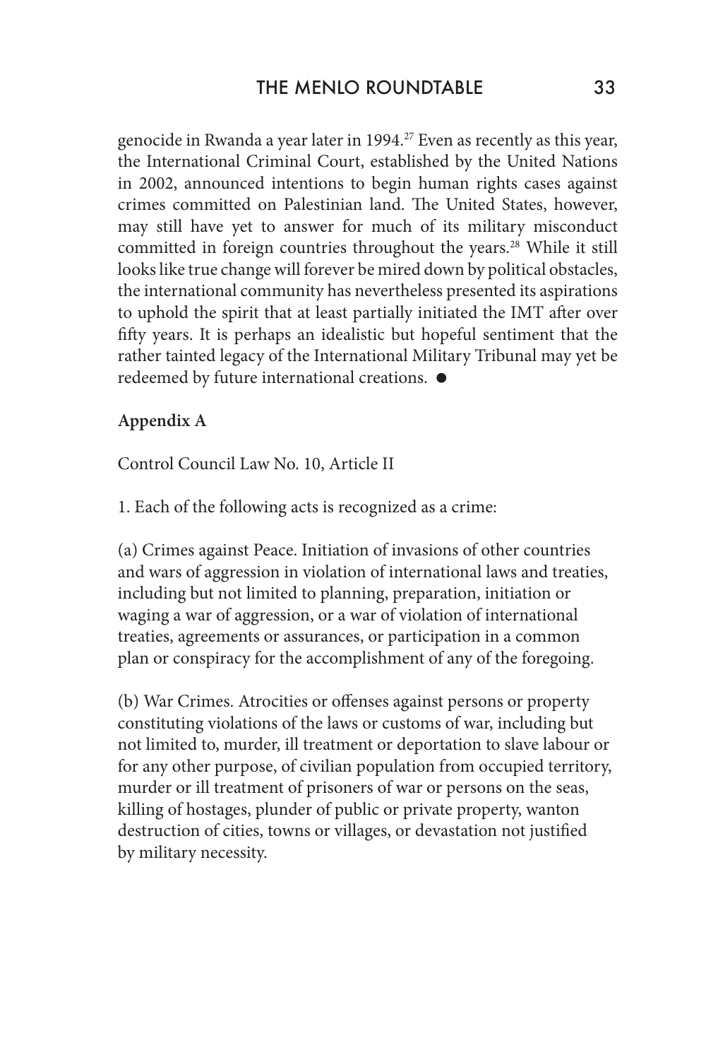genocide in Rwanda a year later in 1994.[27] Even as recently as this year, the International Criminal Court, established by the United Nations in 2002, announced intentions to begin human rights cases against crimes committed on Palestinian land. The United States, however, may still have yet to answer for much of its military misconduct committed in foreign countries throughout the years.[28] While it still looks like true change will forever be mired down by political obstacles, the international community has nevertheless presented its aspirations to uphold the spirit that at least partially initiated the IMT after over fifty years. It is perhaps an idealistic but hopeful sentiment that the rather tainted legacy of the International Military Tribunal may yet be redeemed by future international creations. ●

**Appendix A**

Control Council Law No. 10, Article II

1. Each of the following acts is recognized as a crime:

(a) Crimes against Peace. Initiation of invasions of other countries and wars of aggression in violation of international laws and treaties, including but not limited to planning, preparation, initiation or waging a war of aggression, or a war of violation of international treaties, agreements or assurances, or participation in a common plan or conspiracy for the accomplishment of any of the foregoing.

(b) War Crimes. Atrocities or offenses against persons or property constituting violations of the laws or customs of war, including but not limited to, murder, ill treatment or deportation to slave labour or for any other purpose, of civilian population from occupied territory, murder or ill treatment of prisoners of war or persons on the seas, killing of hostages, plunder of public or private property, wanton destruction of cities, towns or villages, or devastation not justified by military necessity.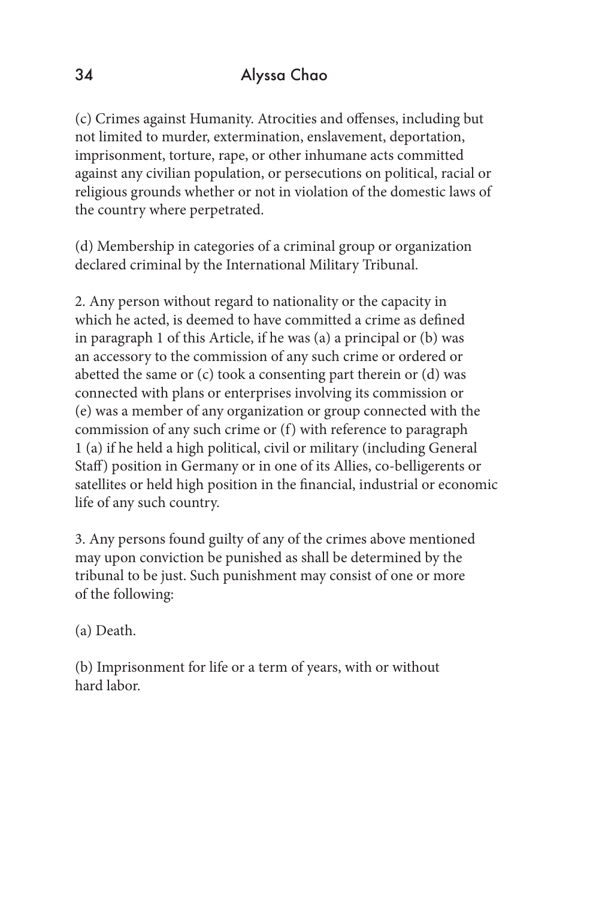(c) Crimes against Humanity. Atrocities and offenses, including but not limited to murder, extermination, enslavement, deportation, imprisonment, torture, rape, or other inhumane acts committed against any civilian population, or persecutions on political, racial or religious grounds whether or not in violation of the domestic laws of the country where perpetrated.

(d) Membership in categories of a criminal group or organization declared criminal by the International Military Tribunal.

2. Any person without regard to nationality or the capacity in which he acted, is deemed to have committed a crime as defined in paragraph 1 of this Article, if he was (a) a principal or (b) was an accessory to the commission of any such crime or ordered or abetted the same or (c) took a consenting part therein or (d) was connected with plans or enterprises involving its commission or (e) was a member of any organization or group connected with the commission of any such crime or (f) with reference to paragraph 1 (a) if he held a high political, civil or military (including General Staff) position in Germany or in one of its Allies, co-belligerents or satellites or held high position in the financial, industrial or economic life of any such country.

3. Any persons found guilty of any of the crimes above mentioned may upon conviction be punished as shall be determined by the tribunal to be just. Such punishment may consist of one or more of the following:

(a) Death.

(b) Imprisonment for life or a term of years, with or without hard labor.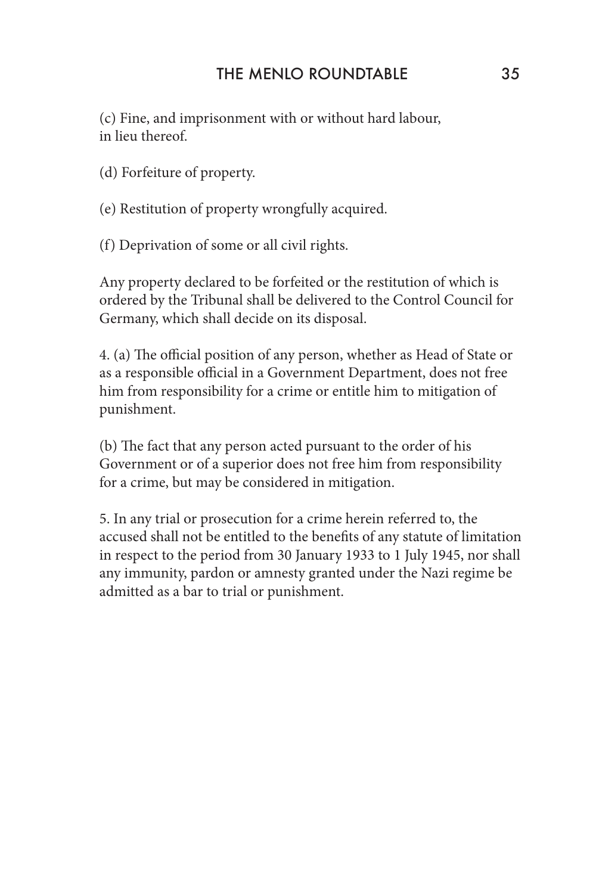(c) Fine, and imprisonment with or without hard labour, in lieu thereof.

(d) Forfeiture of property.

(e) Restitution of property wrongfully acquired.

(f) Deprivation of some or all civil rights.

Any property declared to be forfeited or the restitution of which is ordered by the Tribunal shall be delivered to the Control Council for Germany, which shall decide on its disposal.

4. (a) The official position of any person, whether as Head of State or as a responsible official in a Government Department, does not free him from responsibility for a crime or entitle him to mitigation of punishment.

(b) The fact that any person acted pursuant to the order of his Government or of a superior does not free him from responsibility for a crime, but may be considered in mitigation.

5. In any trial or prosecution for a crime herein referred to, the accused shall not be entitled to the benefits of any statute of limitation in respect to the period from 30 January 1933 to 1 July 1945, nor shall any immunity, pardon or amnesty granted under the Nazi regime be admitted as a bar to trial or punishment.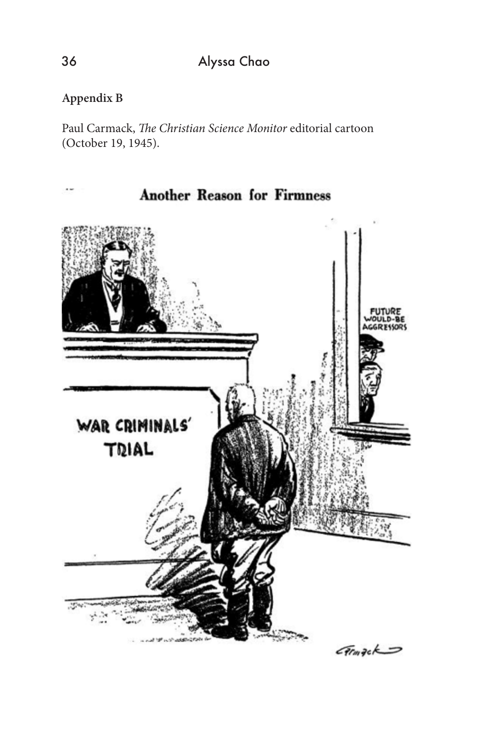**Appendix B**

Paul Carmack, *The Christian Science Monitor* editorial cartoon (October 19, 1945).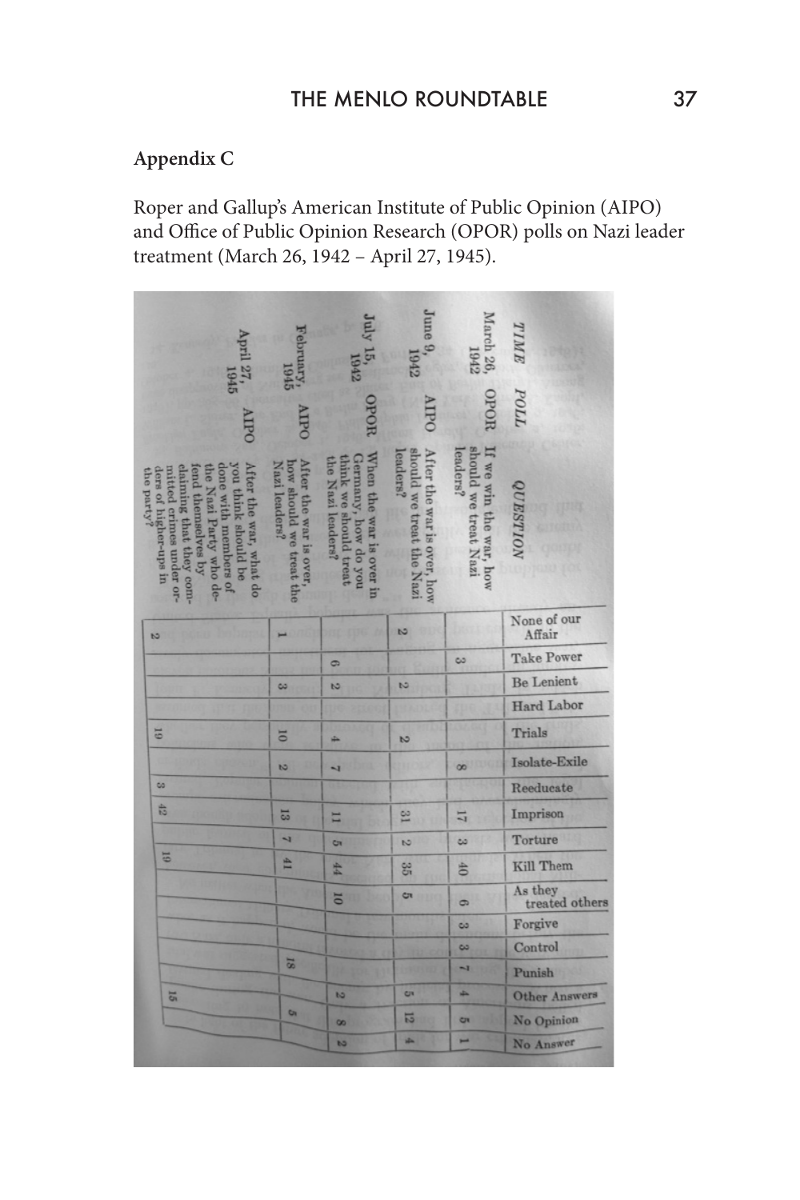## Appendix C

Roper and Gallup's American Institute of Public Opinion (AIPO) and Office of Public Opinion Research (OPOR) polls on Nazi leader treatment (March 26, 1942 – April 27, 1945).

| TIME | POLL | QUESTION | None of our Affair | Take Power | Be Lenient | Hard Labor | Trials | Isolate-Exile | Reeducate | Imprison | Torture | Kill Them | As they treated others | Forgive | Control | Punish | Other Answers | No Opinion | No Answer |
|---|---|---|---|---|---|---|---|---|---|---|---|---|---|---|---|---|---|---|---|
| March 26, 1942 | OPOR | If we win the war, how should we treat Nazi leaders? | | 3 | | | | 8 | | 17 | 3 | 40 | 6 | 3 | 3 | 7 | 4 | 5 | 1 |
| June 9, 1942 | AIPO | After the war is over, how should we treat the Nazi leaders? | 2 | | 2 | | 2 | | | 31 | 2 | 35 | 5 | | | | 5 | 12 | 4 |
| July 15, 1942 | OPOR | When the war is over in Germany, how do you think we should treat the Nazi leaders? | | 6 | 2 | | 4 | 7 | | 11 | 5 | 44 | 10 | | | | 2 | 8 | 2 |
| February, 1945 | AIPO | After the war is over, how should we treat the Nazi leaders? | 1 | | 3 | | 10 | 2 | | 13 | 7 | 41 | | | | 18 | | 5 | |
| April 27, 1945 | AIPO | After the war, what do you think should be done with members of the Nazi Party who defend themselves by claiming that they committed crimes under orders of higher-ups in the party? | 2 | | | | 19 | | 3 | 42 | | 19 | | | | | 15 | | |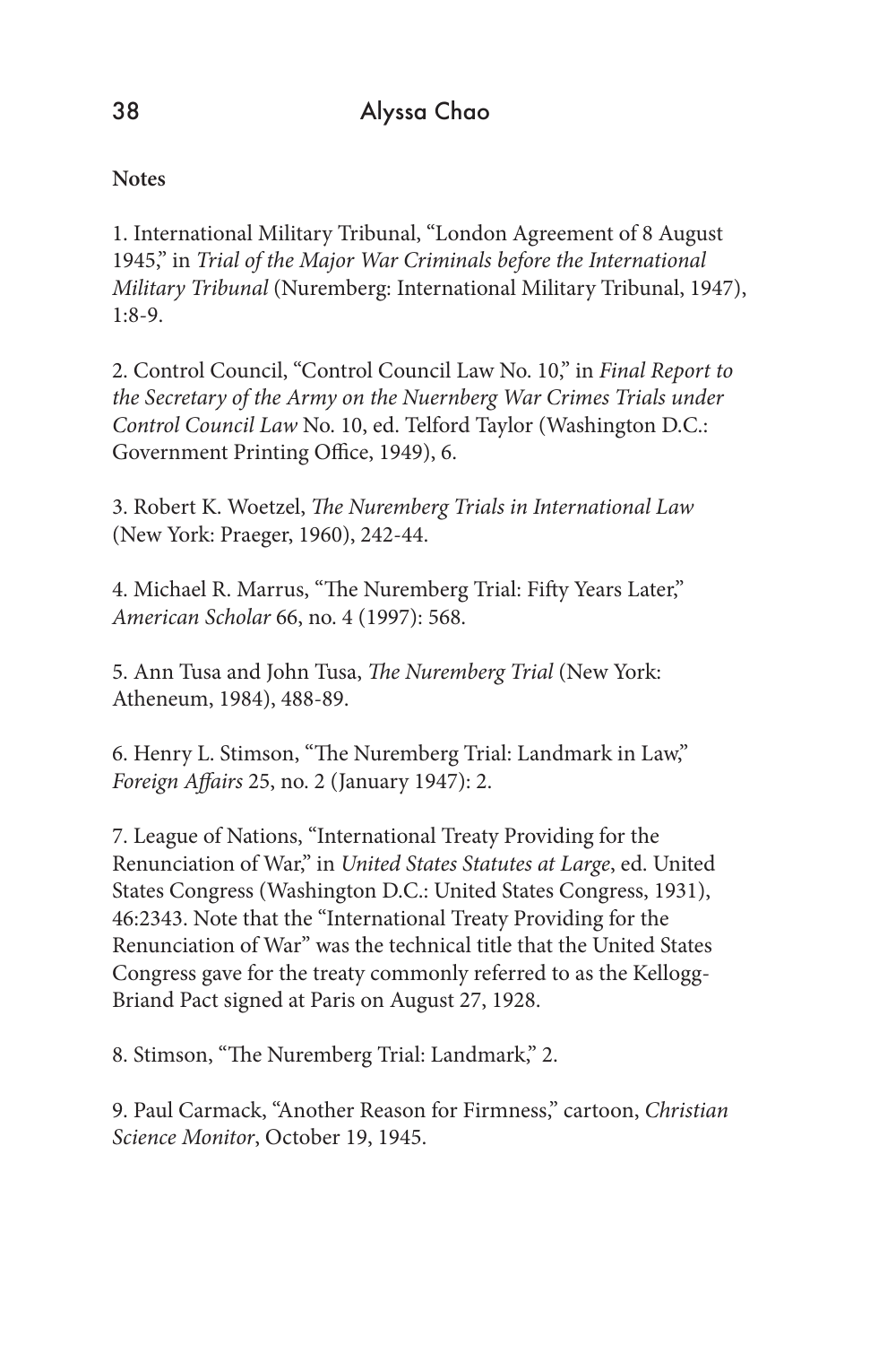**Notes**

1. International Military Tribunal, "London Agreement of 8 August 1945," in *Trial of the Major War Criminals before the International Military Tribunal* (Nuremberg: International Military Tribunal, 1947), 1:8-9.

2. Control Council, "Control Council Law No. 10," in *Final Report to the Secretary of the Army on the Nuernberg War Crimes Trials under Control Council Law* No. 10, ed. Telford Taylor (Washington D.C.: Government Printing Office, 1949), 6.

3. Robert K. Woetzel, *The Nuremberg Trials in International Law* (New York: Praeger, 1960), 242-44.

4. Michael R. Marrus, "The Nuremberg Trial: Fifty Years Later," *American Scholar* 66, no. 4 (1997): 568.

5. Ann Tusa and John Tusa, *The Nuremberg Trial* (New York: Atheneum, 1984), 488-89.

6. Henry L. Stimson, "The Nuremberg Trial: Landmark in Law," *Foreign Affairs* 25, no. 2 (January 1947): 2.

7. League of Nations, "International Treaty Providing for the Renunciation of War," in *United States Statutes at Large*, ed. United States Congress (Washington D.C.: United States Congress, 1931), 46:2343. Note that the "International Treaty Providing for the Renunciation of War" was the technical title that the United States Congress gave for the treaty commonly referred to as the Kellogg-Briand Pact signed at Paris on August 27, 1928.

8. Stimson, "The Nuremberg Trial: Landmark," 2.

9. Paul Carmack, "Another Reason for Firmness," cartoon, *Christian Science Monitor*, October 19, 1945.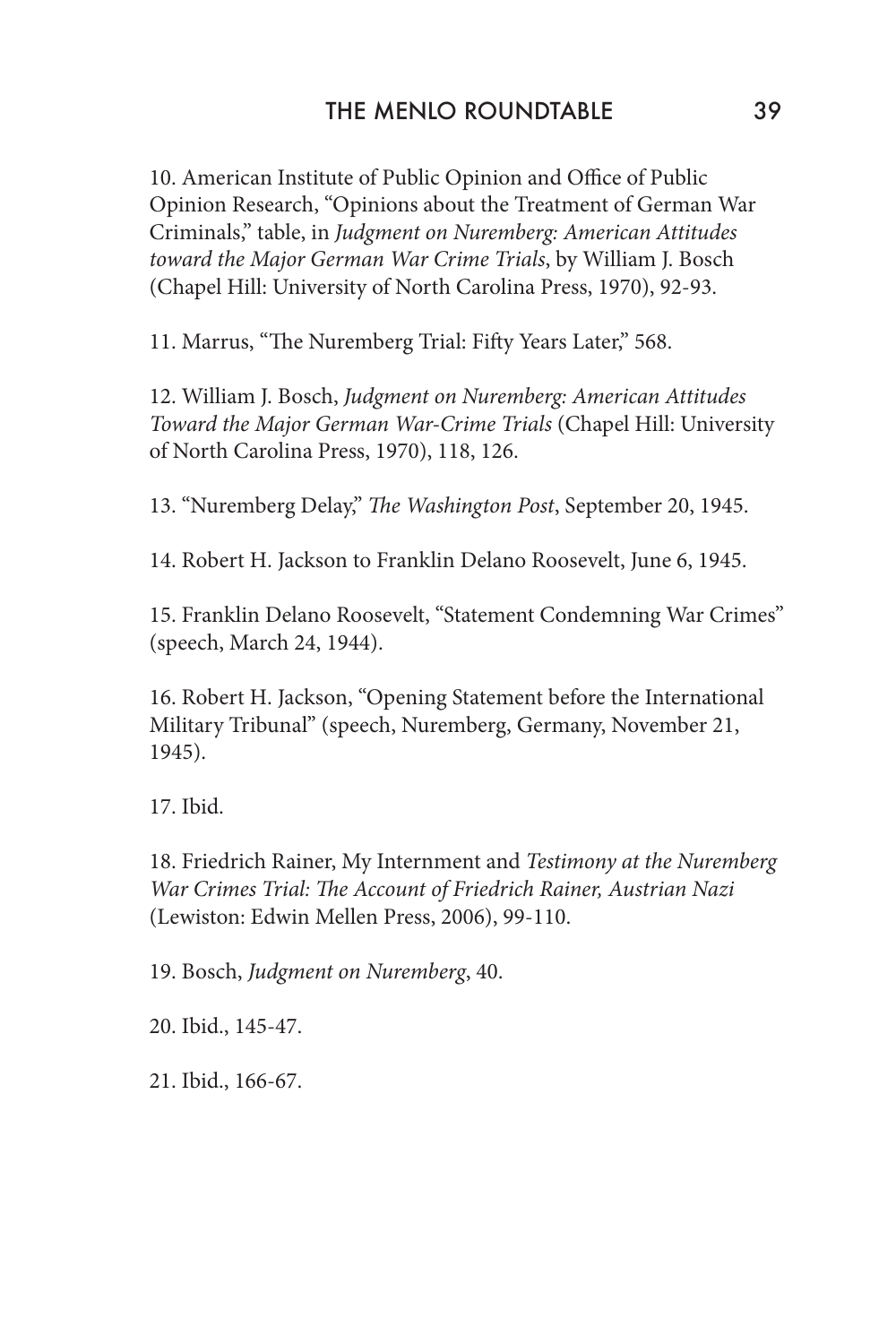10. American Institute of Public Opinion and Office of Public Opinion Research, "Opinions about the Treatment of German War Criminals," table, in *Judgment on Nuremberg: American Attitudes toward the Major German War Crime Trials*, by William J. Bosch (Chapel Hill: University of North Carolina Press, 1970), 92-93.

11. Marrus, "The Nuremberg Trial: Fifty Years Later," 568.

12. William J. Bosch, *Judgment on Nuremberg: American Attitudes Toward the Major German War-Crime Trials* (Chapel Hill: University of North Carolina Press, 1970), 118, 126.

13. "Nuremberg Delay," *The Washington Post*, September 20, 1945.

14. Robert H. Jackson to Franklin Delano Roosevelt, June 6, 1945.

15. Franklin Delano Roosevelt, "Statement Condemning War Crimes" (speech, March 24, 1944).

16. Robert H. Jackson, "Opening Statement before the International Military Tribunal" (speech, Nuremberg, Germany, November 21, 1945).

17. Ibid.

18. Friedrich Rainer, My Internment and *Testimony at the Nuremberg War Crimes Trial: The Account of Friedrich Rainer, Austrian Nazi* (Lewiston: Edwin Mellen Press, 2006), 99-110.

19. Bosch, *Judgment on Nuremberg*, 40.

20. Ibid., 145-47.

21. Ibid., 166-67.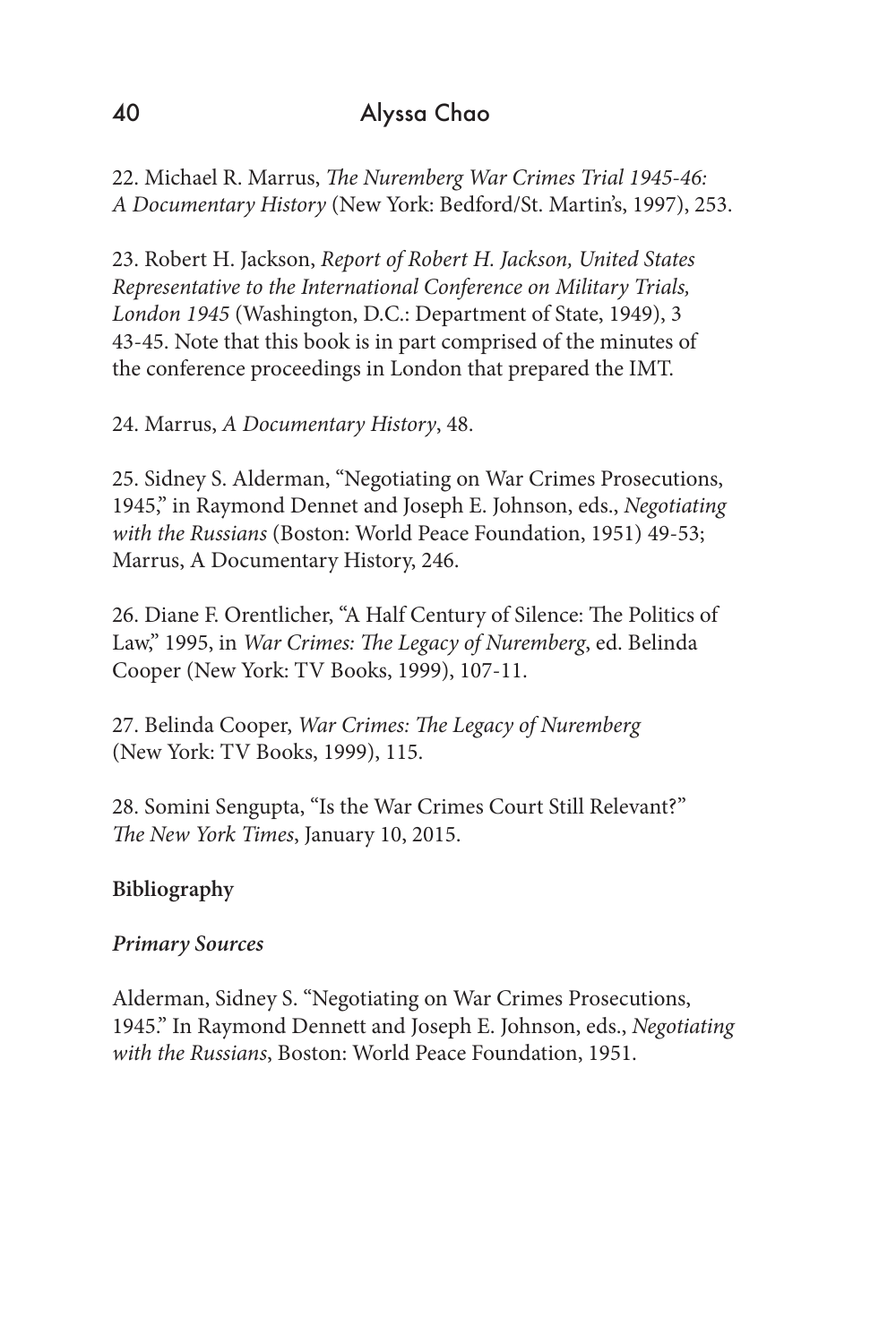22. Michael R. Marrus, *The Nuremberg War Crimes Trial 1945-46: A Documentary History* (New York: Bedford/St. Martin's, 1997), 253.

23. Robert H. Jackson, *Report of Robert H. Jackson, United States Representative to the International Conference on Military Trials, London 1945* (Washington, D.C.: Department of State, 1949), 3 43-45. Note that this book is in part comprised of the minutes of the conference proceedings in London that prepared the IMT.

24. Marrus, *A Documentary History*, 48.

25. Sidney S. Alderman, "Negotiating on War Crimes Prosecutions, 1945," in Raymond Dennet and Joseph E. Johnson, eds., *Negotiating with the Russians* (Boston: World Peace Foundation, 1951) 49-53; Marrus, A Documentary History, 246.

26. Diane F. Orentlicher, "A Half Century of Silence: The Politics of Law," 1995, in *War Crimes: The Legacy of Nuremberg*, ed. Belinda Cooper (New York: TV Books, 1999), 107-11.

27. Belinda Cooper, *War Crimes: The Legacy of Nuremberg* (New York: TV Books, 1999), 115.

28. Somini Sengupta, "Is the War Crimes Court Still Relevant?" *The New York Times*, January 10, 2015.

**Bibliography**

***Primary Sources***

Alderman, Sidney S. "Negotiating on War Crimes Prosecutions, 1945." In Raymond Dennett and Joseph E. Johnson, eds., *Negotiating with the Russians*, Boston: World Peace Foundation, 1951.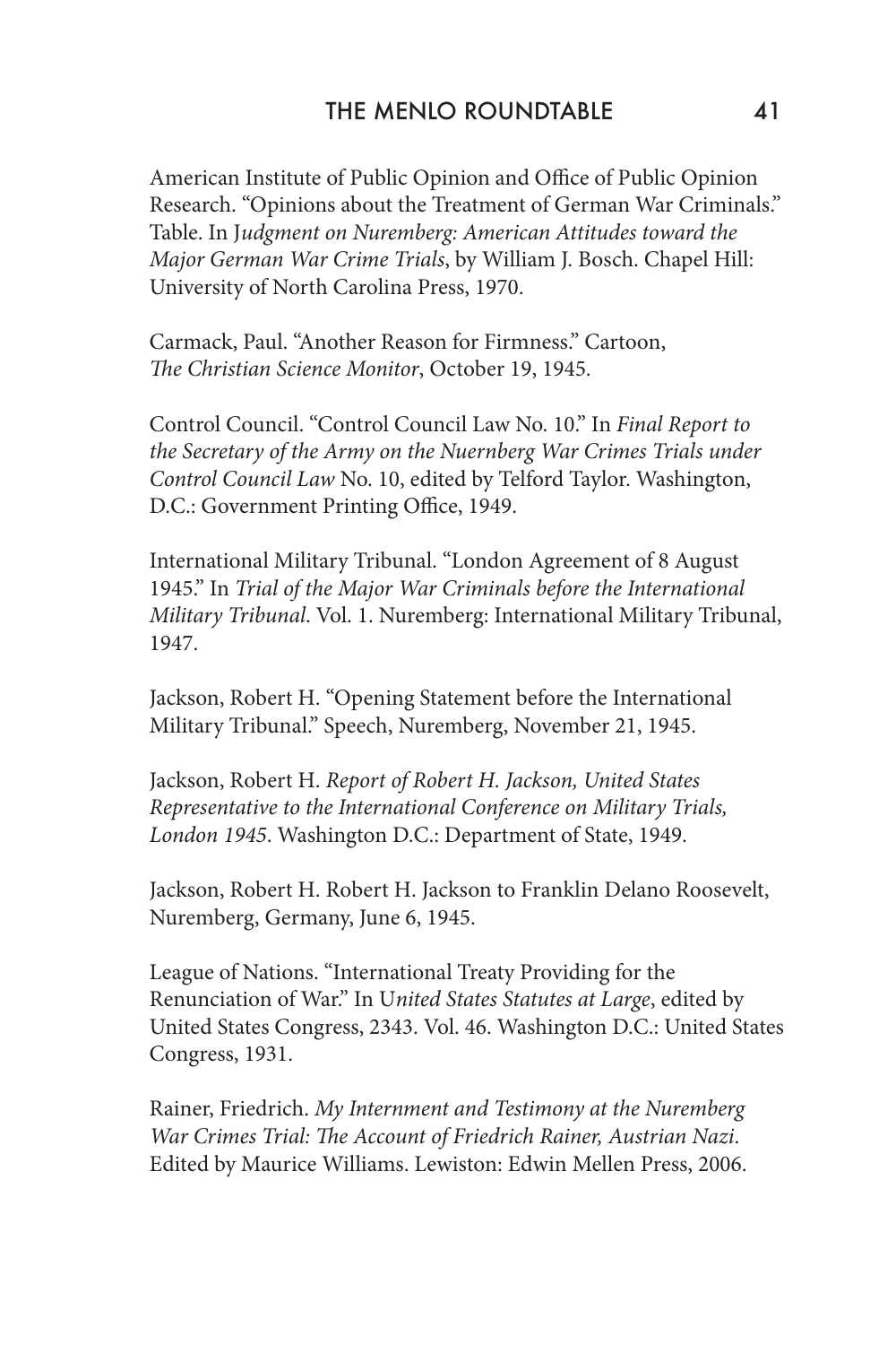American Institute of Public Opinion and Office of Public Opinion Research. "Opinions about the Treatment of German War Criminals." Table. In J*udgment on Nuremberg: American Attitudes toward the Major German War Crime Trials*, by William J. Bosch. Chapel Hill: University of North Carolina Press, 1970.

Carmack, Paul. "Another Reason for Firmness." Cartoon, *The Christian Science Monitor*, October 19, 1945.

Control Council. "Control Council Law No. 10." In *Final Report to the Secretary of the Army on the Nuernberg War Crimes Trials under Control Council Law* No. 10, edited by Telford Taylor. Washington, D.C.: Government Printing Office, 1949.

International Military Tribunal. "London Agreement of 8 August 1945." In *Trial of the Major War Criminals before the International Military Tribunal*. Vol. 1. Nuremberg: International Military Tribunal, 1947.

Jackson, Robert H. "Opening Statement before the International Military Tribunal." Speech, Nuremberg, November 21, 1945.

Jackson, Robert H. *Report of Robert H. Jackson, United States Representative to the International Conference on Military Trials, London 1945*. Washington D.C.: Department of State, 1949.

Jackson, Robert H. Robert H. Jackson to Franklin Delano Roosevelt, Nuremberg, Germany, June 6, 1945.

League of Nations. "International Treaty Providing for the Renunciation of War." In U*nited States Statutes at Large*, edited by United States Congress, 2343. Vol. 46. Washington D.C.: United States Congress, 1931.

Rainer, Friedrich. *My Internment and Testimony at the Nuremberg War Crimes Trial: The Account of Friedrich Rainer, Austrian Nazi*. Edited by Maurice Williams. Lewiston: Edwin Mellen Press, 2006.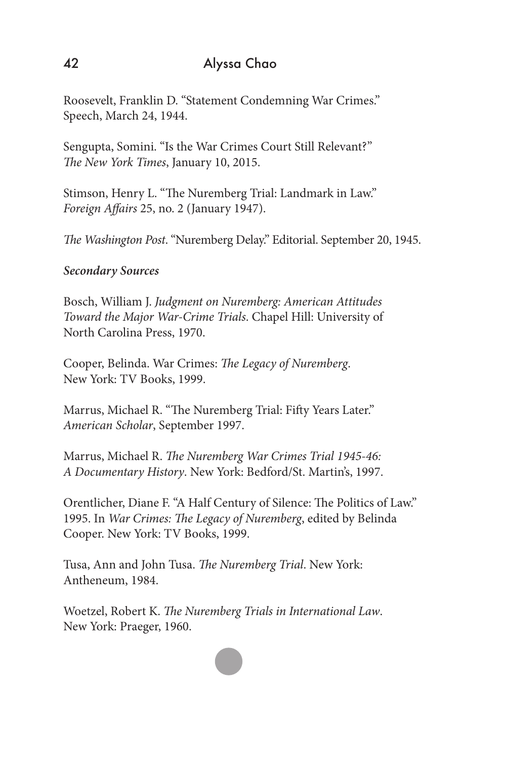Roosevelt, Franklin D. "Statement Condemning War Crimes." Speech, March 24, 1944.

Sengupta, Somini. "Is the War Crimes Court Still Relevant?" *The New York Times*, January 10, 2015.

Stimson, Henry L. "The Nuremberg Trial: Landmark in Law." *Foreign Affairs* 25, no. 2 (January 1947).

*The Washington Post*. "Nuremberg Delay." Editorial. September 20, 1945.

***Secondary Sources***

Bosch, William J. *Judgment on Nuremberg: American Attitudes Toward the Major War-Crime Trials*. Chapel Hill: University of North Carolina Press, 1970.

Cooper, Belinda. War Crimes: *The Legacy of Nuremberg*. New York: TV Books, 1999.

Marrus, Michael R. "The Nuremberg Trial: Fifty Years Later." *American Scholar*, September 1997.

Marrus, Michael R. *The Nuremberg War Crimes Trial 1945-46: A Documentary History*. New York: Bedford/St. Martin's, 1997.

Orentlicher, Diane F. "A Half Century of Silence: The Politics of Law." 1995. In *War Crimes: The Legacy of Nuremberg*, edited by Belinda Cooper. New York: TV Books, 1999.

Tusa, Ann and John Tusa. *The Nuremberg Trial*. New York: Antheneum, 1984.

Woetzel, Robert K. *The Nuremberg Trials in International Law*. New York: Praeger, 1960.